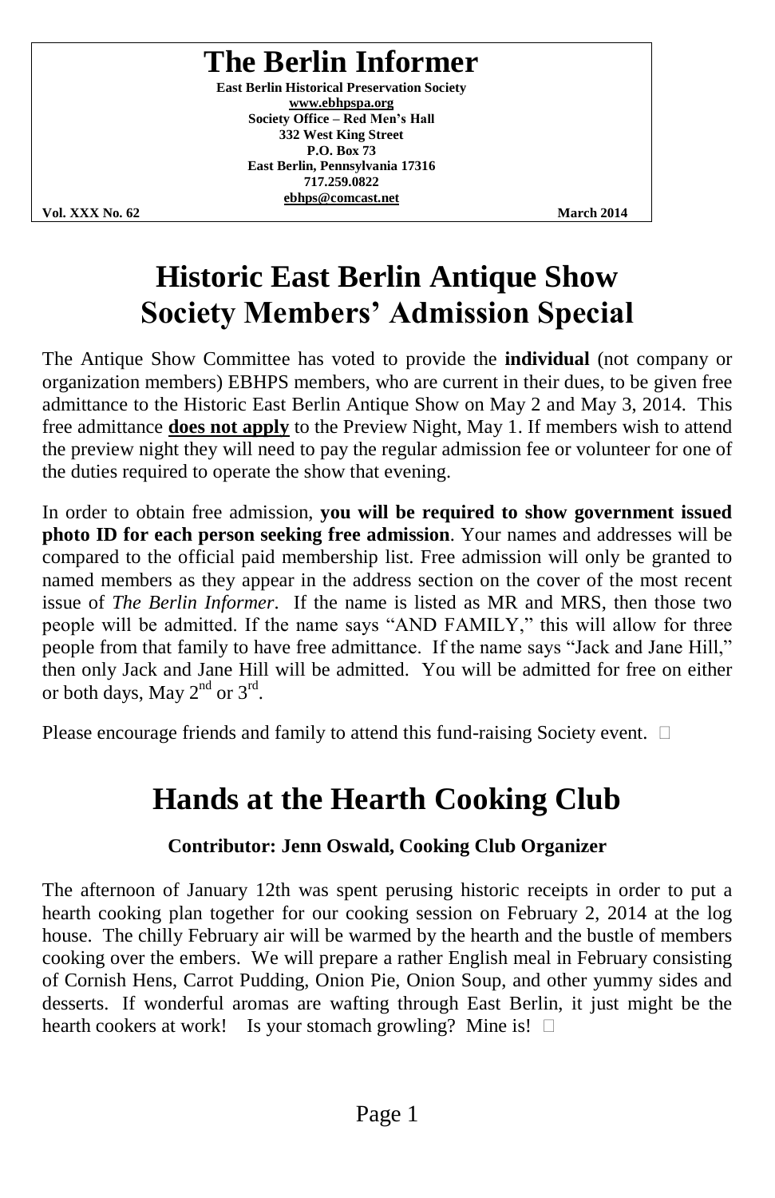# The Berlin Informer

**East Berlin Historical Preservation Society**
**www.ebhpspa.org**
**Society Office – Red Men's Hall**
**332 West King Street**
**P.O. Box 73**
**East Berlin, Pennsylvania 17316**
**717.259.0822**
**ebhps@comcast.net**

**Vol. XXX No. 62** **March 2014**

# Historic East Berlin Antique Show Society Members' Admission Special

The Antique Show Committee has voted to provide the **individual** (not company or organization members) EBHPS members, who are current in their dues, to be given free admittance to the Historic East Berlin Antique Show on May 2 and May 3, 2014. This free admittance **does not apply** to the Preview Night, May 1. If members wish to attend the preview night they will need to pay the regular admission fee or volunteer for one of the duties required to operate the show that evening.

In order to obtain free admission, **you will be required to show government issued photo ID for each person seeking free admission**. Your names and addresses will be compared to the official paid membership list. Free admission will only be granted to named members as they appear in the address section on the cover of the most recent issue of *The Berlin Informer*. If the name is listed as MR and MRS, then those two people will be admitted. If the name says "AND FAMILY," this will allow for three people from that family to have free admittance. If the name says "Jack and Jane Hill," then only Jack and Jane Hill will be admitted. You will be admitted for free on either or both days, May 2nd or 3rd.

Please encourage friends and family to attend this fund-raising Society event.

# Hands at the Hearth Cooking Club

**Contributor: Jenn Oswald, Cooking Club Organizer**

The afternoon of January 12th was spent perusing historic receipts in order to put a hearth cooking plan together for our cooking session on February 2, 2014 at the log house. The chilly February air will be warmed by the hearth and the bustle of members cooking over the embers. We will prepare a rather English meal in February consisting of Cornish Hens, Carrot Pudding, Onion Pie, Onion Soup, and other yummy sides and desserts. If wonderful aromas are wafting through East Berlin, it just might be the hearth cookers at work! Is your stomach growling? Mine is!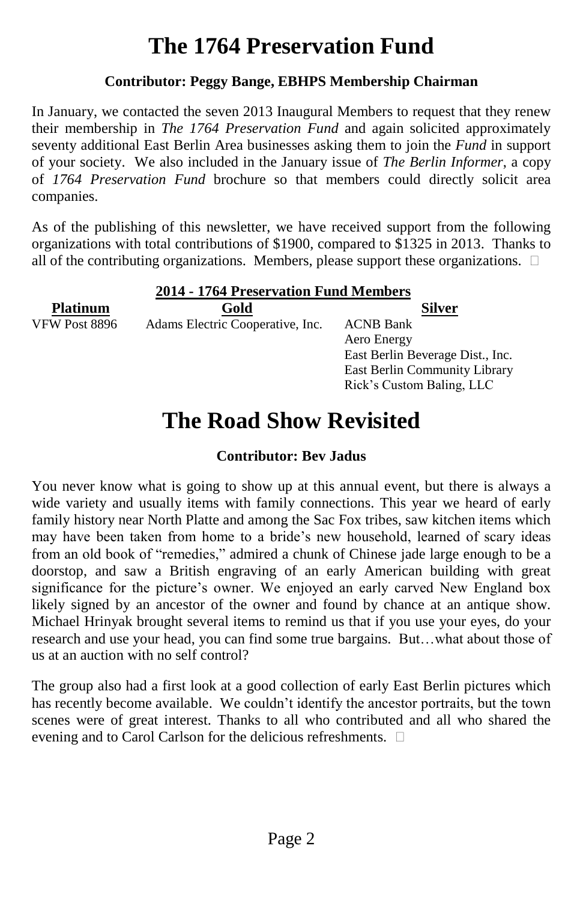# The 1764 Preservation Fund

**Contributor: Peggy Bange, EBHPS Membership Chairman**

In January, we contacted the seven 2013 Inaugural Members to request that they renew their membership in *The 1764 Preservation Fund* and again solicited approximately seventy additional East Berlin Area businesses asking them to join the *Fund* in support of your society. We also included in the January issue of *The Berlin Informer*, a copy of *1764 Preservation Fund* brochure so that members could directly solicit area companies.

As of the publishing of this newsletter, we have received support from the following organizations with total contributions of $1900, compared to $1325 in 2013. Thanks to all of the contributing organizations. Members, please support these organizations. □

**2014 - 1764 Preservation Fund Members**

| Platinum | Gold | Silver |
|---|---|---|
| VFW Post 8896 | Adams Electric Cooperative, Inc. | ACNB Bank |
| | | Aero Energy |
| | | East Berlin Beverage Dist., Inc. |
| | | East Berlin Community Library |
| | | Rick's Custom Baling, LLC |

# The Road Show Revisited

**Contributor: Bev Jadus**

You never know what is going to show up at this annual event, but there is always a wide variety and usually items with family connections. This year we heard of early family history near North Platte and among the Sac Fox tribes, saw kitchen items which may have been taken from home to a bride's new household, learned of scary ideas from an old book of "remedies," admired a chunk of Chinese jade large enough to be a doorstop, and saw a British engraving of an early American building with great significance for the picture's owner. We enjoyed an early carved New England box likely signed by an ancestor of the owner and found by chance at an antique show. Michael Hrinyak brought several items to remind us that if you use your eyes, do your research and use your head, you can find some true bargains. But…what about those of us at an auction with no self control?

The group also had a first look at a good collection of early East Berlin pictures which has recently become available. We couldn't identify the ancestor portraits, but the town scenes were of great interest. Thanks to all who contributed and all who shared the evening and to Carol Carlson for the delicious refreshments. □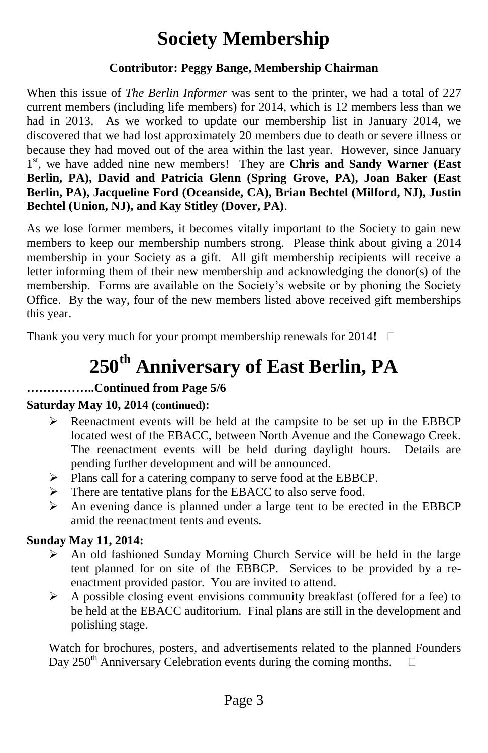# Society Membership

**Contributor: Peggy Bange, Membership Chairman**

When this issue of *The Berlin Informer* was sent to the printer, we had a total of 227 current members (including life members) for 2014, which is 12 members less than we had in 2013. As we worked to update our membership list in January 2014, we discovered that we had lost approximately 20 members due to death or severe illness or because they had moved out of the area within the last year. However, since January 1st, we have added nine new members! They are **Chris and Sandy Warner (East Berlin, PA), David and Patricia Glenn (Spring Grove, PA), Joan Baker (East Berlin, PA), Jacqueline Ford (Oceanside, CA), Brian Bechtel (Milford, NJ), Justin Bechtel (Union, NJ), and Kay Stitley (Dover, PA)**.

As we lose former members, it becomes vitally important to the Society to gain new members to keep our membership numbers strong. Please think about giving a 2014 membership in your Society as a gift. All gift membership recipients will receive a letter informing them of their new membership and acknowledging the donor(s) of the membership. Forms are available on the Society's website or by phoning the Society Office. By the way, four of the new members listed above received gift memberships this year.

Thank you very much for your prompt membership renewals for 2014**!**

# 250th Anniversary of East Berlin, PA

**……………..Continued from Page 5/6**

**Saturday May 10, 2014 (continued):**

- Reenactment events will be held at the campsite to be set up in the EBBCP located west of the EBACC, between North Avenue and the Conewago Creek. The reenactment events will be held during daylight hours. Details are pending further development and will be announced.
- Plans call for a catering company to serve food at the EBBCP.
- There are tentative plans for the EBACC to also serve food.
- An evening dance is planned under a large tent to be erected in the EBBCP amid the reenactment tents and events.

**Sunday May 11, 2014:**

- An old fashioned Sunday Morning Church Service will be held in the large tent planned for on site of the EBBCP. Services to be provided by a re-enactment provided pastor. You are invited to attend.
- A possible closing event envisions community breakfast (offered for a fee) to be held at the EBACC auditorium. Final plans are still in the development and polishing stage.

Watch for brochures, posters, and advertisements related to the planned Founders Day 250th Anniversary Celebration events during the coming months.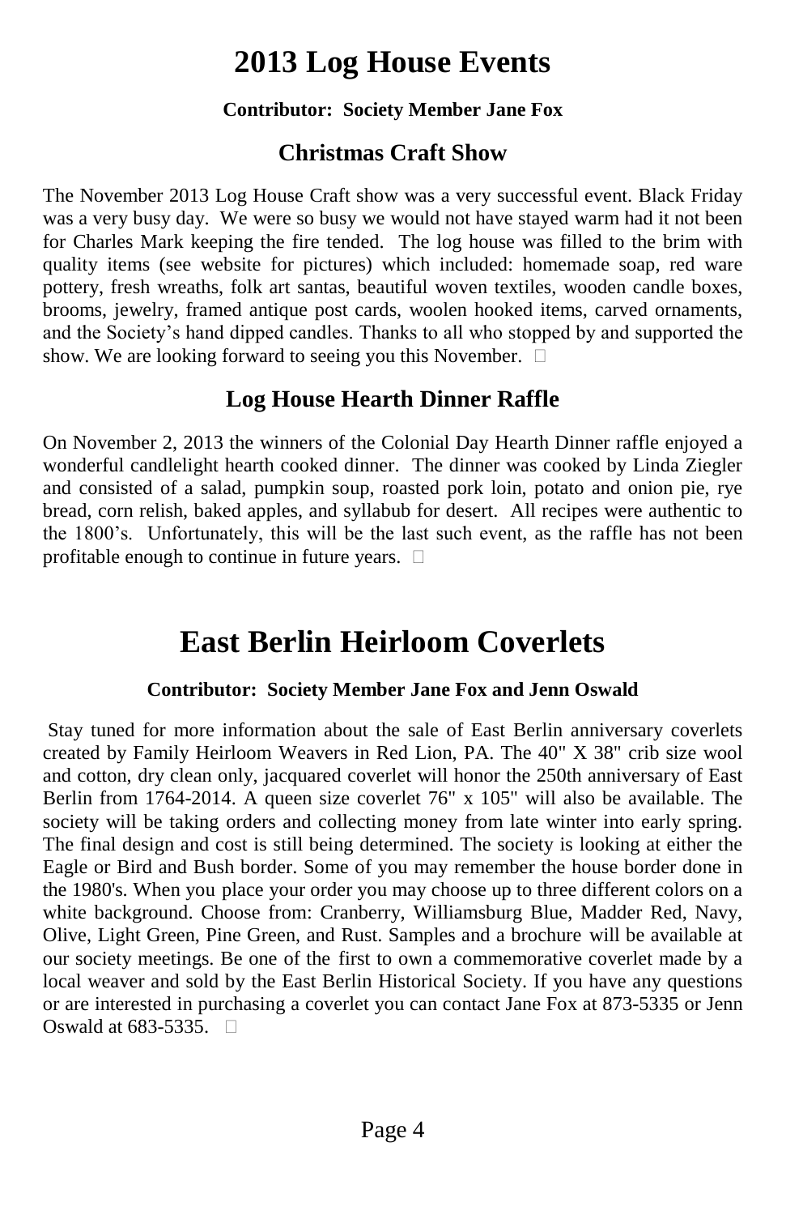# 2013 Log House Events

**Contributor: Society Member Jane Fox**

## Christmas Craft Show

The November 2013 Log House Craft show was a very successful event. Black Friday was a very busy day. We were so busy we would not have stayed warm had it not been for Charles Mark keeping the fire tended. The log house was filled to the brim with quality items (see website for pictures) which included: homemade soap, red ware pottery, fresh wreaths, folk art santas, beautiful woven textiles, wooden candle boxes, brooms, jewelry, framed antique post cards, woolen hooked items, carved ornaments, and the Society's hand dipped candles. Thanks to all who stopped by and supported the show. We are looking forward to seeing you this November.

## Log House Hearth Dinner Raffle

On November 2, 2013 the winners of the Colonial Day Hearth Dinner raffle enjoyed a wonderful candlelight hearth cooked dinner. The dinner was cooked by Linda Ziegler and consisted of a salad, pumpkin soup, roasted pork loin, potato and onion pie, rye bread, corn relish, baked apples, and syllabub for desert. All recipes were authentic to the 1800's. Unfortunately, this will be the last such event, as the raffle has not been profitable enough to continue in future years.

# East Berlin Heirloom Coverlets

**Contributor: Society Member Jane Fox and Jenn Oswald**

Stay tuned for more information about the sale of East Berlin anniversary coverlets created by Family Heirloom Weavers in Red Lion, PA. The 40" X 38" crib size wool and cotton, dry clean only, jacquared coverlet will honor the 250th anniversary of East Berlin from 1764-2014. A queen size coverlet 76" x 105" will also be available. The society will be taking orders and collecting money from late winter into early spring. The final design and cost is still being determined. The society is looking at either the Eagle or Bird and Bush border. Some of you may remember the house border done in the 1980's. When you place your order you may choose up to three different colors on a white background. Choose from: Cranberry, Williamsburg Blue, Madder Red, Navy, Olive, Light Green, Pine Green, and Rust. Samples and a brochure will be available at our society meetings. Be one of the first to own a commemorative coverlet made by a local weaver and sold by the East Berlin Historical Society. If you have any questions or are interested in purchasing a coverlet you can contact Jane Fox at 873-5335 or Jenn Oswald at 683-5335.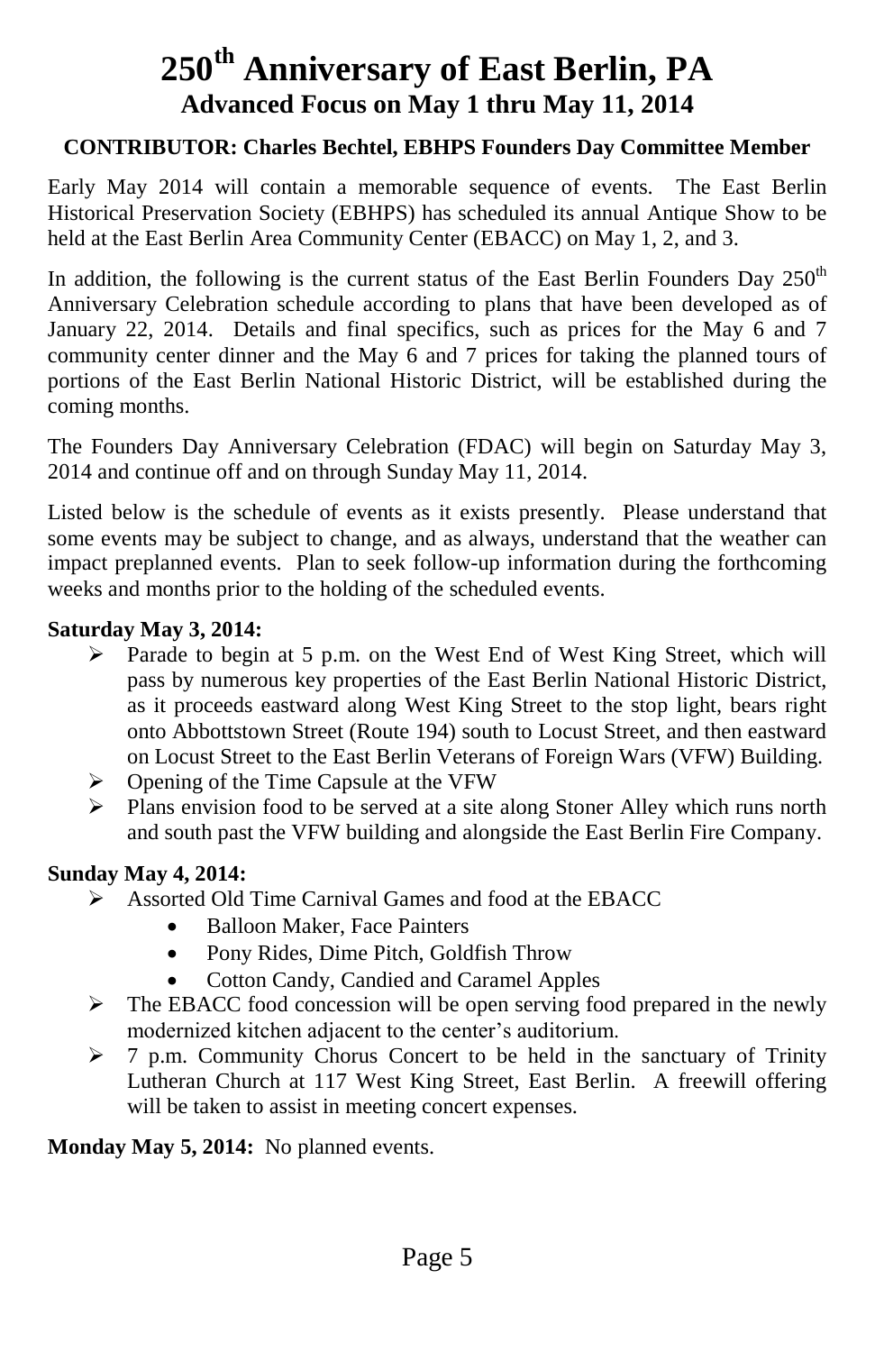# 250th Anniversary of East Berlin, PA

## Advanced Focus on May 1 thru May 11, 2014

**CONTRIBUTOR: Charles Bechtel, EBHPS Founders Day Committee Member**

Early May 2014 will contain a memorable sequence of events. The East Berlin Historical Preservation Society (EBHPS) has scheduled its annual Antique Show to be held at the East Berlin Area Community Center (EBACC) on May 1, 2, and 3.

In addition, the following is the current status of the East Berlin Founders Day 250th Anniversary Celebration schedule according to plans that have been developed as of January 22, 2014. Details and final specifics, such as prices for the May 6 and 7 community center dinner and the May 6 and 7 prices for taking the planned tours of portions of the East Berlin National Historic District, will be established during the coming months.

The Founders Day Anniversary Celebration (FDAC) will begin on Saturday May 3, 2014 and continue off and on through Sunday May 11, 2014.

Listed below is the schedule of events as it exists presently. Please understand that some events may be subject to change, and as always, understand that the weather can impact preplanned events. Plan to seek follow-up information during the forthcoming weeks and months prior to the holding of the scheduled events.

**Saturday May 3, 2014:**

- Parade to begin at 5 p.m. on the West End of West King Street, which will pass by numerous key properties of the East Berlin National Historic District, as it proceeds eastward along West King Street to the stop light, bears right onto Abbottstown Street (Route 194) south to Locust Street, and then eastward on Locust Street to the East Berlin Veterans of Foreign Wars (VFW) Building.
- Opening of the Time Capsule at the VFW
- Plans envision food to be served at a site along Stoner Alley which runs north and south past the VFW building and alongside the East Berlin Fire Company.

**Sunday May 4, 2014:**

- Assorted Old Time Carnival Games and food at the EBACC
  - Balloon Maker, Face Painters
  - Pony Rides, Dime Pitch, Goldfish Throw
  - Cotton Candy, Candied and Caramel Apples
- The EBACC food concession will be open serving food prepared in the newly modernized kitchen adjacent to the center's auditorium.
- 7 p.m. Community Chorus Concert to be held in the sanctuary of Trinity Lutheran Church at 117 West King Street, East Berlin. A freewill offering will be taken to assist in meeting concert expenses.

**Monday May 5, 2014:** No planned events.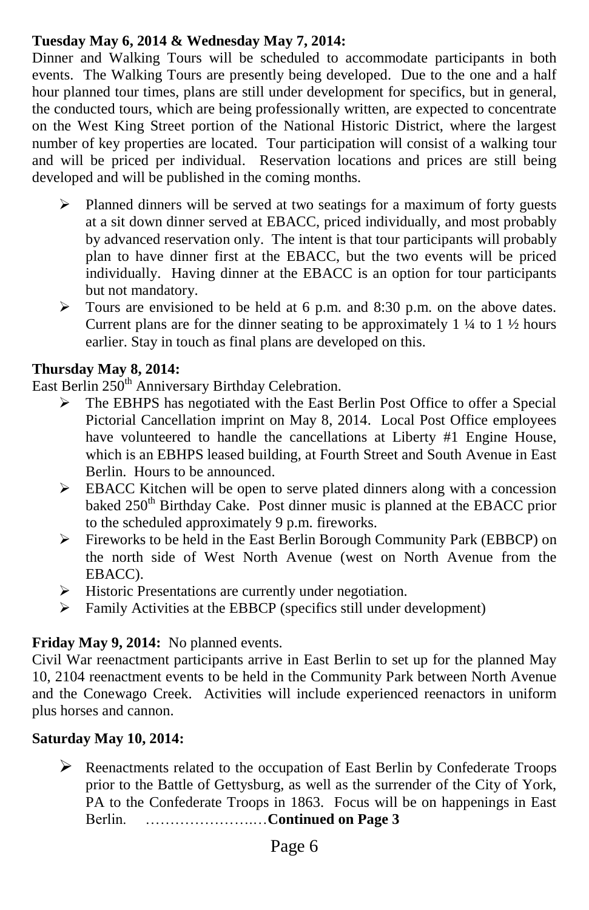**Tuesday May 6, 2014 & Wednesday May 7, 2014:**

Dinner and Walking Tours will be scheduled to accommodate participants in both events. The Walking Tours are presently being developed. Due to the one and a half hour planned tour times, plans are still under development for specifics, but in general, the conducted tours, which are being professionally written, are expected to concentrate on the West King Street portion of the National Historic District, where the largest number of key properties are located. Tour participation will consist of a walking tour and will be priced per individual. Reservation locations and prices are still being developed and will be published in the coming months.

- Planned dinners will be served at two seatings for a maximum of forty guests at a sit down dinner served at EBACC, priced individually, and most probably by advanced reservation only. The intent is that tour participants will probably plan to have dinner first at the EBACC, but the two events will be priced individually. Having dinner at the EBACC is an option for tour participants but not mandatory.
- Tours are envisioned to be held at 6 p.m. and 8:30 p.m. on the above dates. Current plans are for the dinner seating to be approximately 1 ¼ to 1 ½ hours earlier. Stay in touch as final plans are developed on this.

**Thursday May 8, 2014:**

East Berlin 250th Anniversary Birthday Celebration.

- The EBHPS has negotiated with the East Berlin Post Office to offer a Special Pictorial Cancellation imprint on May 8, 2014. Local Post Office employees have volunteered to handle the cancellations at Liberty #1 Engine House, which is an EBHPS leased building, at Fourth Street and South Avenue in East Berlin. Hours to be announced.
- EBACC Kitchen will be open to serve plated dinners along with a concession baked 250th Birthday Cake. Post dinner music is planned at the EBACC prior to the scheduled approximately 9 p.m. fireworks.
- Fireworks to be held in the East Berlin Borough Community Park (EBBCP) on the north side of West North Avenue (west on North Avenue from the EBACC).
- Historic Presentations are currently under negotiation.
- Family Activities at the EBBCP (specifics still under development)

**Friday May 9, 2014:** No planned events.

Civil War reenactment participants arrive in East Berlin to set up for the planned May 10, 2104 reenactment events to be held in the Community Park between North Avenue and the Conewago Creek. Activities will include experienced reenactors in uniform plus horses and cannon.

**Saturday May 10, 2014:**

- Reenactments related to the occupation of East Berlin by Confederate Troops prior to the Battle of Gettysburg, as well as the surrender of the City of York, PA to the Confederate Troops in 1863. Focus will be on happenings in East Berlin. …………………..…**Continued on Page 3**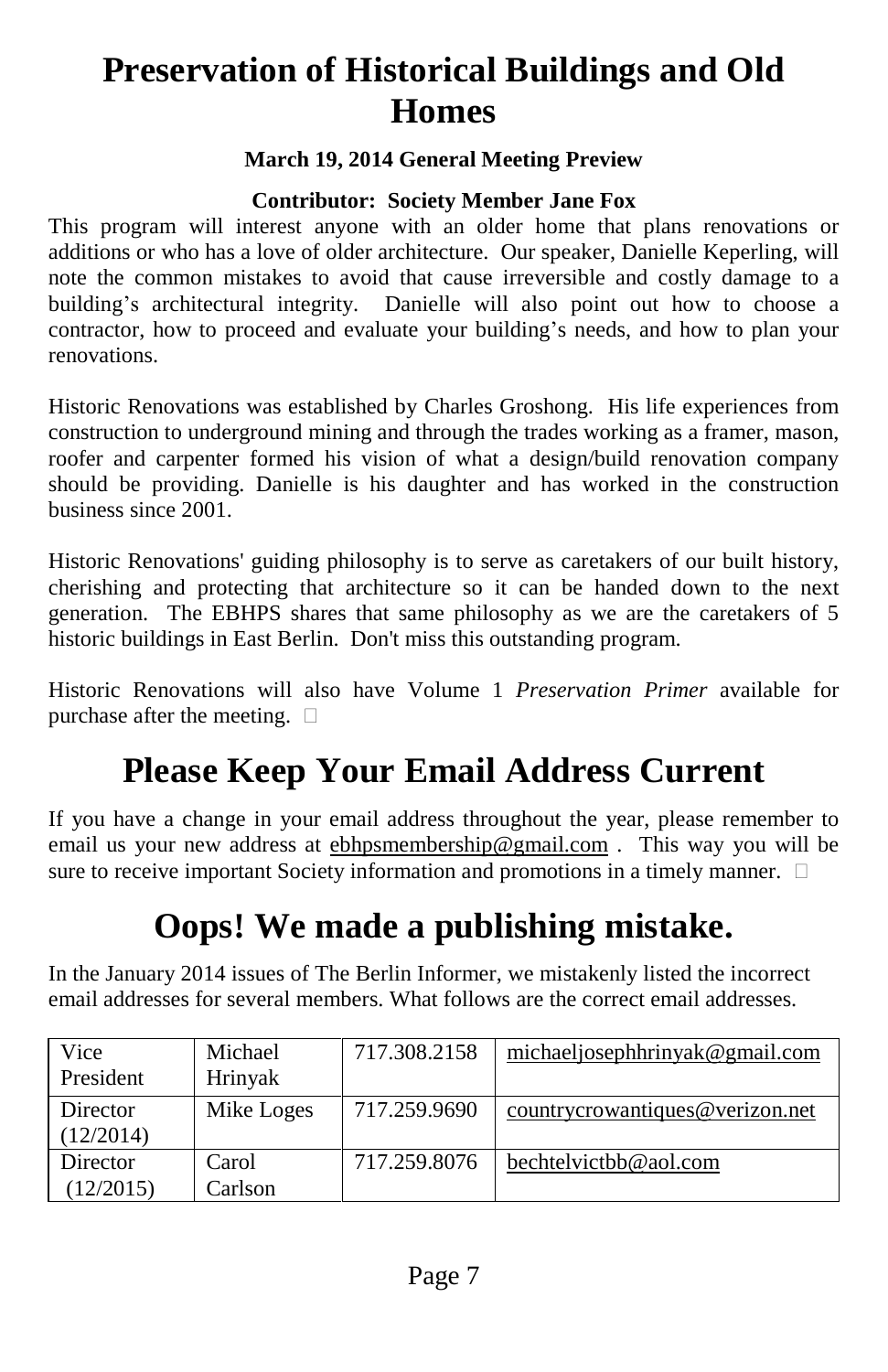# Preservation of Historical Buildings and Old Homes

**March 19, 2014 General Meeting Preview**

**Contributor: Society Member Jane Fox**

This program will interest anyone with an older home that plans renovations or additions or who has a love of older architecture. Our speaker, Danielle Keperling, will note the common mistakes to avoid that cause irreversible and costly damage to a building's architectural integrity. Danielle will also point out how to choose a contractor, how to proceed and evaluate your building's needs, and how to plan your renovations.

Historic Renovations was established by Charles Groshong. His life experiences from construction to underground mining and through the trades working as a framer, mason, roofer and carpenter formed his vision of what a design/build renovation company should be providing. Danielle is his daughter and has worked in the construction business since 2001.

Historic Renovations' guiding philosophy is to serve as caretakers of our built history, cherishing and protecting that architecture so it can be handed down to the next generation. The EBHPS shares that same philosophy as we are the caretakers of 5 historic buildings in East Berlin. Don't miss this outstanding program.

Historic Renovations will also have Volume 1 *Preservation Primer* available for purchase after the meeting.

# Please Keep Your Email Address Current

If you have a change in your email address throughout the year, please remember to email us your new address at ebhpsmembership@gmail.com . This way you will be sure to receive important Society information and promotions in a timely manner.

# Oops! We made a publishing mistake.

In the January 2014 issues of The Berlin Informer, we mistakenly listed the incorrect email addresses for several members. What follows are the correct email addresses.

| | | | |
|---|---|---|---|
| Vice President | Michael Hrinyak | 717.308.2158 | michaeljosephhrinyak@gmail.com |
| Director (12/2014) | Mike Loges | 717.259.9690 | countrycrowantiques@verizon.net |
| Director (12/2015) | Carol Carlson | 717.259.8076 | bechtelvictbb@aol.com |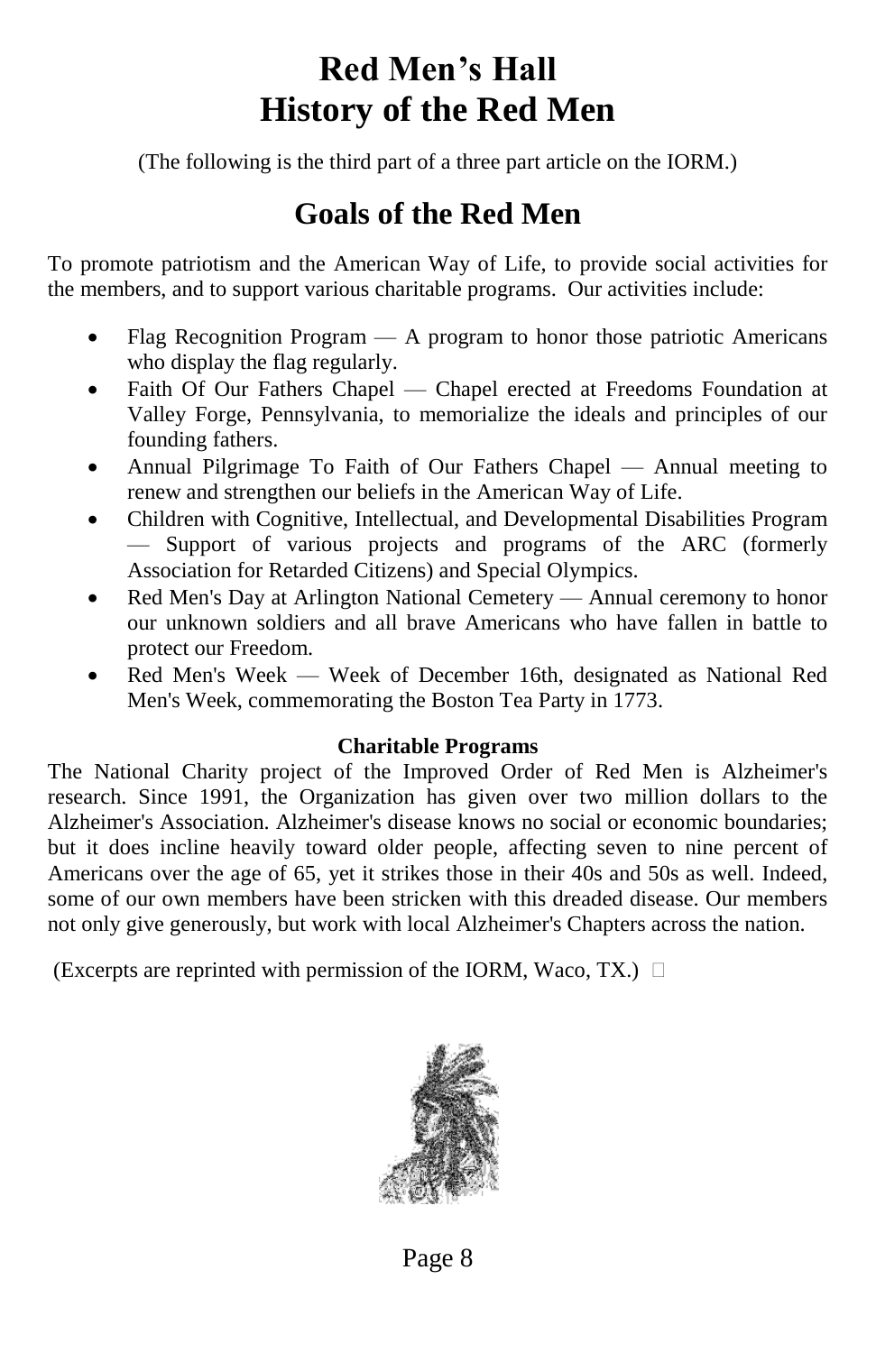# Red Men's Hall
# History of the Red Men

(The following is the third part of a three part article on the IORM.)

## Goals of the Red Men

To promote patriotism and the American Way of Life, to provide social activities for the members, and to support various charitable programs. Our activities include:

- Flag Recognition Program — A program to honor those patriotic Americans who display the flag regularly.
- Faith Of Our Fathers Chapel — Chapel erected at Freedoms Foundation at Valley Forge, Pennsylvania, to memorialize the ideals and principles of our founding fathers.
- Annual Pilgrimage To Faith of Our Fathers Chapel — Annual meeting to renew and strengthen our beliefs in the American Way of Life.
- Children with Cognitive, Intellectual, and Developmental Disabilities Program — Support of various projects and programs of the ARC (formerly Association for Retarded Citizens) and Special Olympics.
- Red Men's Day at Arlington National Cemetery — Annual ceremony to honor our unknown soldiers and all brave Americans who have fallen in battle to protect our Freedom.
- Red Men's Week — Week of December 16th, designated as National Red Men's Week, commemorating the Boston Tea Party in 1773.

**Charitable Programs**

The National Charity project of the Improved Order of Red Men is Alzheimer's research. Since 1991, the Organization has given over two million dollars to the Alzheimer's Association. Alzheimer's disease knows no social or economic boundaries; but it does incline heavily toward older people, affecting seven to nine percent of Americans over the age of 65, yet it strikes those in their 40s and 50s as well. Indeed, some of our own members have been stricken with this dreaded disease. Our members not only give generously, but work with local Alzheimer's Chapters across the nation.

(Excerpts are reprinted with permission of the IORM, Waco, TX.)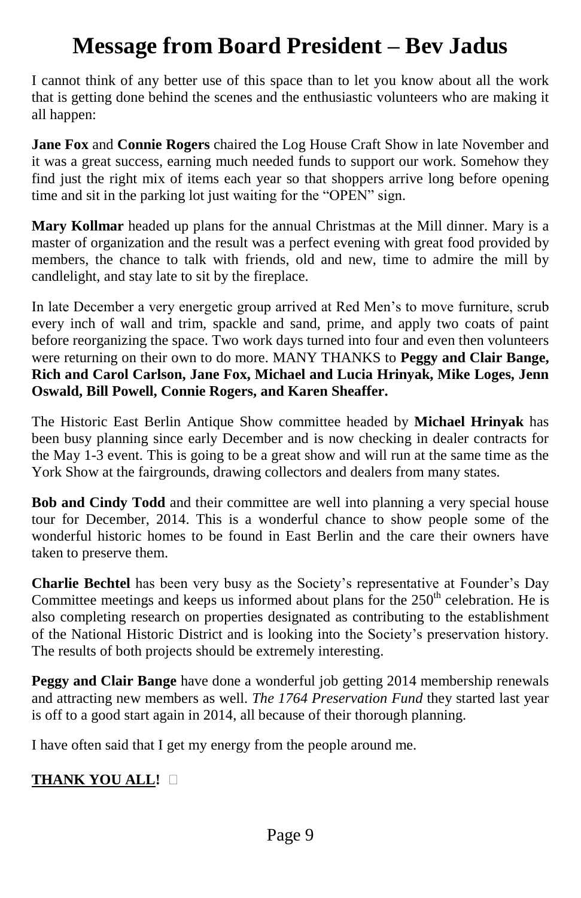# Message from Board President – Bev Jadus

I cannot think of any better use of this space than to let you know about all the work that is getting done behind the scenes and the enthusiastic volunteers who are making it all happen:

**Jane Fox** and **Connie Rogers** chaired the Log House Craft Show in late November and it was a great success, earning much needed funds to support our work. Somehow they find just the right mix of items each year so that shoppers arrive long before opening time and sit in the parking lot just waiting for the "OPEN" sign.

**Mary Kollmar** headed up plans for the annual Christmas at the Mill dinner. Mary is a master of organization and the result was a perfect evening with great food provided by members, the chance to talk with friends, old and new, time to admire the mill by candlelight, and stay late to sit by the fireplace.

In late December a very energetic group arrived at Red Men's to move furniture, scrub every inch of wall and trim, spackle and sand, prime, and apply two coats of paint before reorganizing the space. Two work days turned into four and even then volunteers were returning on their own to do more. MANY THANKS to **Peggy and Clair Bange, Rich and Carol Carlson, Jane Fox, Michael and Lucia Hrinyak, Mike Loges, Jenn Oswald, Bill Powell, Connie Rogers, and Karen Sheaffer.**

The Historic East Berlin Antique Show committee headed by **Michael Hrinyak** has been busy planning since early December and is now checking in dealer contracts for the May 1-3 event. This is going to be a great show and will run at the same time as the York Show at the fairgrounds, drawing collectors and dealers from many states.

**Bob and Cindy Todd** and their committee are well into planning a very special house tour for December, 2014. This is a wonderful chance to show people some of the wonderful historic homes to be found in East Berlin and the care their owners have taken to preserve them.

**Charlie Bechtel** has been very busy as the Society's representative at Founder's Day Committee meetings and keeps us informed about plans for the 250th celebration. He is also completing research on properties designated as contributing to the establishment of the National Historic District and is looking into the Society's preservation history. The results of both projects should be extremely interesting.

**Peggy and Clair Bange** have done a wonderful job getting 2014 membership renewals and attracting new members as well. *The 1764 Preservation Fund* they started last year is off to a good start again in 2014, all because of their thorough planning.

I have often said that I get my energy from the people around me.

**<u>THANK YOU ALL</u>!**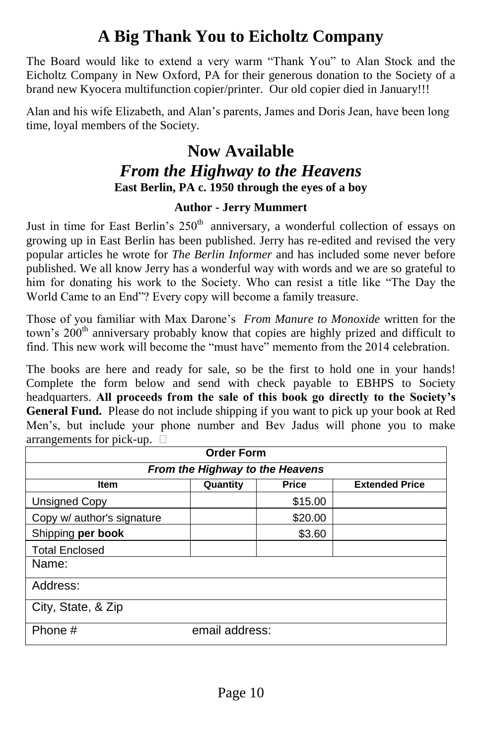# A Big Thank You to Eicholtz Company

The Board would like to extend a very warm "Thank You" to Alan Stock and the Eicholtz Company in New Oxford, PA for their generous donation to the Society of a brand new Kyocera multifunction copier/printer. Our old copier died in January!!!

Alan and his wife Elizabeth, and Alan's parents, James and Doris Jean, have been long time, loyal members of the Society.

# Now Available

## *From the Highway to the Heavens*

**East Berlin, PA c. 1950 through the eyes of a boy**

**Author - Jerry Mummert**

Just in time for East Berlin's 250th anniversary, a wonderful collection of essays on growing up in East Berlin has been published. Jerry has re-edited and revised the very popular articles he wrote for *The Berlin Informer* and has included some never before published. We all know Jerry has a wonderful way with words and we are so grateful to him for donating his work to the Society. Who can resist a title like "The Day the World Came to an End"? Every copy will become a family treasure.

Those of you familiar with Max Darone's *From Manure to Monoxide* written for the town's 200th anniversary probably know that copies are highly prized and difficult to find. This new work will become the "must have" memento from the 2014 celebration.

The books are here and ready for sale, so be the first to hold one in your hands! Complete the form below and send with check payable to EBHPS to Society headquarters. **All proceeds from the sale of this book go directly to the Society's General Fund.** Please do not include shipping if you want to pick up your book at Red Men's, but include your phone number and Bev Jadus will phone you to make arrangements for pick-up.

**Order Form**

***From the Highway to the Heavens***

| Item | Quantity | Price | Extended Price |
|---|---|---|---|
| Unsigned Copy | | $15.00 | |
| Copy w/ author's signature | | $20.00 | |
| Shipping **per book** | | $3.60 | |
| Total Enclosed | | | |

Name:

Address:

City, State, & Zip

Phone # email address: